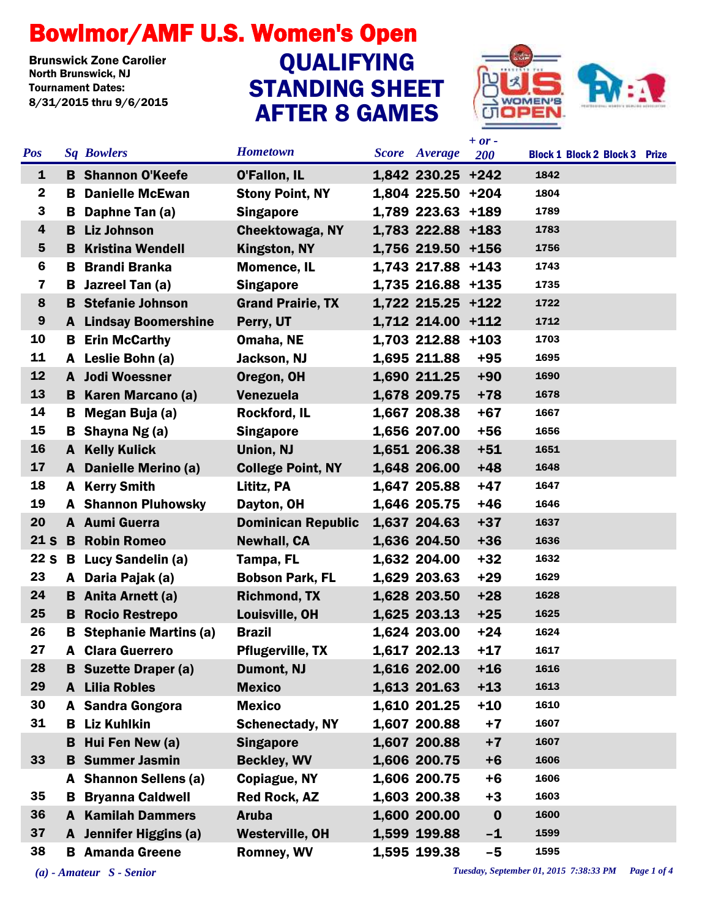# Bowlmor/AMF U.S. Women's Open

**Brunswick Zone Carolier**
**North Brunswick, NJ**
**Tournament Dates:**
**8/31/2015 thru 9/6/2015**

## QUALIFYING STANDING SHEET AFTER 8 GAMES

| Pos | Sq | Bowlers | Hometown | Score | Average | + or - 200 | Block 1 | Block 2 | Block 3 | Prize |
|---|---|---|---|---|---|---|---|---|---|---|
| 1 | B | Shannon O'Keefe | O'Fallon, IL | 1,842 | 230.25 | +242 | 1842 | | | |
| 2 | B | Danielle McEwan | Stony Point, NY | 1,804 | 225.50 | +204 | 1804 | | | |
| 3 | B | Daphne Tan (a) | Singapore | 1,789 | 223.63 | +189 | 1789 | | | |
| 4 | B | Liz Johnson | Cheektowaga, NY | 1,783 | 222.88 | +183 | 1783 | | | |
| 5 | B | Kristina Wendell | Kingston, NY | 1,756 | 219.50 | +156 | 1756 | | | |
| 6 | B | Brandi Branka | Momence, IL | 1,743 | 217.88 | +143 | 1743 | | | |
| 7 | B | Jazreel Tan (a) | Singapore | 1,735 | 216.88 | +135 | 1735 | | | |
| 8 | B | Stefanie Johnson | Grand Prairie, TX | 1,722 | 215.25 | +122 | 1722 | | | |
| 9 | A | Lindsay Boomershine | Perry, UT | 1,712 | 214.00 | +112 | 1712 | | | |
| 10 | B | Erin McCarthy | Omaha, NE | 1,703 | 212.88 | +103 | 1703 | | | |
| 11 | A | Leslie Bohn (a) | Jackson, NJ | 1,695 | 211.88 | +95 | 1695 | | | |
| 12 | A | Jodi Woessner | Oregon, OH | 1,690 | 211.25 | +90 | 1690 | | | |
| 13 | B | Karen Marcano (a) | Venezuela | 1,678 | 209.75 | +78 | 1678 | | | |
| 14 | B | Megan Buja (a) | Rockford, IL | 1,667 | 208.38 | +67 | 1667 | | | |
| 15 | B | Shayna Ng (a) | Singapore | 1,656 | 207.00 | +56 | 1656 | | | |
| 16 | A | Kelly Kulick | Union, NJ | 1,651 | 206.38 | +51 | 1651 | | | |
| 17 | A | Danielle Merino (a) | College Point, NY | 1,648 | 206.00 | +48 | 1648 | | | |
| 18 | A | Kerry Smith | Lititz, PA | 1,647 | 205.88 | +47 | 1647 | | | |
| 19 | A | Shannon Pluhowsky | Dayton, OH | 1,646 | 205.75 | +46 | 1646 | | | |
| 20 | A | Aumi Guerra | Dominican Republic | 1,637 | 204.63 | +37 | 1637 | | | |
| 21 S | B | Robin Romeo | Newhall, CA | 1,636 | 204.50 | +36 | 1636 | | | |
| 22 S | B | Lucy Sandelin (a) | Tampa, FL | 1,632 | 204.00 | +32 | 1632 | | | |
| 23 | A | Daria Pajak (a) | Bobson Park, FL | 1,629 | 203.63 | +29 | 1629 | | | |
| 24 | B | Anita Arnett (a) | Richmond, TX | 1,628 | 203.50 | +28 | 1628 | | | |
| 25 | B | Rocio Restrepo | Louisville, OH | 1,625 | 203.13 | +25 | 1625 | | | |
| 26 | B | Stephanie Martins (a) | Brazil | 1,624 | 203.00 | +24 | 1624 | | | |
| 27 | A | Clara Guerrero | Pflugerville, TX | 1,617 | 202.13 | +17 | 1617 | | | |
| 28 | B | Suzette Draper (a) | Dumont, NJ | 1,616 | 202.00 | +16 | 1616 | | | |
| 29 | A | Lilia Robles | Mexico | 1,613 | 201.63 | +13 | 1613 | | | |
| 30 | A | Sandra Gongora | Mexico | 1,610 | 201.25 | +10 | 1610 | | | |
| 31 | B | Liz Kuhlkin | Schenectady, NY | 1,607 | 200.88 | +7 | 1607 | | | |
| | B | Hui Fen New (a) | Singapore | 1,607 | 200.88 | +7 | 1607 | | | |
| 33 | B | Summer Jasmin | Beckley, WV | 1,606 | 200.75 | +6 | 1606 | | | |
| | A | Shannon Sellens (a) | Copiague, NY | 1,606 | 200.75 | +6 | 1606 | | | |
| 35 | B | Bryanna Caldwell | Red Rock, AZ | 1,603 | 200.38 | +3 | 1603 | | | |
| 36 | A | Kamilah Dammers | Aruba | 1,600 | 200.00 | 0 | 1600 | | | |
| 37 | A | Jennifer Higgins (a) | Westerville, OH | 1,599 | 199.88 | -1 | 1599 | | | |
| 38 | B | Amanda Greene | Romney, WV | 1,595 | 199.38 | -5 | 1595 | | | |

*(a) - Amateur S - Senior*

*Tuesday, September 01, 2015 7:38:33 PM*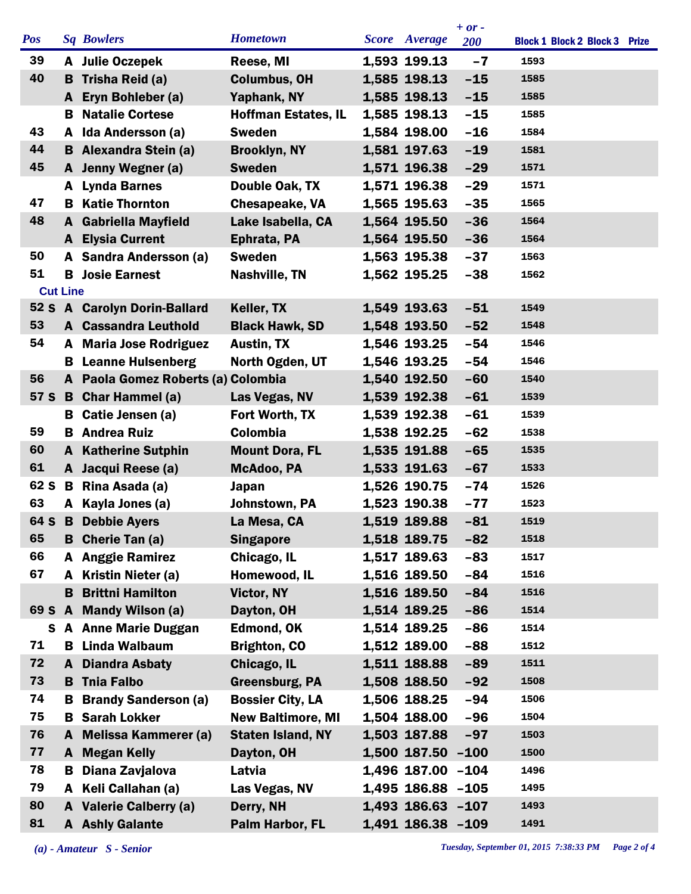| Pos | Sq | Bowlers | Hometown | Score | Average | + or - 200 | Block 1 | Block 2 | Block 3 | Prize |
|---|---|---|---|---|---|---|---|---|---|---|
| 39 | A | Julie Oczepek | Reese, MI | 1,593 | 199.13 | −7 | 1593 | | | |
| 40 | B | Trisha Reid (a) | Columbus, OH | 1,585 | 198.13 | −15 | 1585 | | | |
| | A | Eryn Bohleber (a) | Yaphank, NY | 1,585 | 198.13 | −15 | 1585 | | | |
| | B | Natalie Cortese | Hoffman Estates, IL | 1,585 | 198.13 | −15 | 1585 | | | |
| 43 | A | Ida Andersson (a) | Sweden | 1,584 | 198.00 | −16 | 1584 | | | |
| 44 | B | Alexandra Stein (a) | Brooklyn, NY | 1,581 | 197.63 | −19 | 1581 | | | |
| 45 | A | Jenny Wegner (a) | Sweden | 1,571 | 196.38 | −29 | 1571 | | | |
| | A | Lynda Barnes | Double Oak, TX | 1,571 | 196.38 | −29 | 1571 | | | |
| 47 | B | Katie Thornton | Chesapeake, VA | 1,565 | 195.63 | −35 | 1565 | | | |
| 48 | A | Gabriella Mayfield | Lake Isabella, CA | 1,564 | 195.50 | −36 | 1564 | | | |
| | A | Elysia Current | Ephrata, PA | 1,564 | 195.50 | −36 | 1564 | | | |
| 50 | A | Sandra Andersson (a) | Sweden | 1,563 | 195.38 | −37 | 1563 | | | |
| 51 | B | Josie Earnest | Nashville, TN | 1,562 | 195.25 | −38 | 1562 | | | |
| **Cut Line** | | | | | | | | | | |
| 52 S | A | Carolyn Dorin-Ballard | Keller, TX | 1,549 | 193.63 | −51 | 1549 | | | |
| 53 | A | Cassandra Leuthold | Black Hawk, SD | 1,548 | 193.50 | −52 | 1548 | | | |
| 54 | A | Maria Jose Rodriguez | Austin, TX | 1,546 | 193.25 | −54 | 1546 | | | |
| | B | Leanne Hulsenberg | North Ogden, UT | 1,546 | 193.25 | −54 | 1546 | | | |
| 56 | A | Paola Gomez Roberts (a) | Colombia | 1,540 | 192.50 | −60 | 1540 | | | |
| 57 S | B | Char Hammel (a) | Las Vegas, NV | 1,539 | 192.38 | −61 | 1539 | | | |
| | B | Catie Jensen (a) | Fort Worth, TX | 1,539 | 192.38 | −61 | 1539 | | | |
| 59 | B | Andrea Ruiz | Colombia | 1,538 | 192.25 | −62 | 1538 | | | |
| 60 | A | Katherine Sutphin | Mount Dora, FL | 1,535 | 191.88 | −65 | 1535 | | | |
| 61 | A | Jacqui Reese (a) | McAdoo, PA | 1,533 | 191.63 | −67 | 1533 | | | |
| 62 S | B | Rina Asada (a) | Japan | 1,526 | 190.75 | −74 | 1526 | | | |
| 63 | A | Kayla Jones (a) | Johnstown, PA | 1,523 | 190.38 | −77 | 1523 | | | |
| 64 S | B | Debbie Ayers | La Mesa, CA | 1,519 | 189.88 | −81 | 1519 | | | |
| 65 | B | Cherie Tan (a) | Singapore | 1,518 | 189.75 | −82 | 1518 | | | |
| 66 | A | Anggie Ramirez | Chicago, IL | 1,517 | 189.63 | −83 | 1517 | | | |
| 67 | A | Kristin Nieter (a) | Homewood, IL | 1,516 | 189.50 | −84 | 1516 | | | |
| | B | Brittni Hamilton | Victor, NY | 1,516 | 189.50 | −84 | 1516 | | | |
| 69 S | A | Mandy Wilson (a) | Dayton, OH | 1,514 | 189.25 | −86 | 1514 | | | |
| S | A | Anne Marie Duggan | Edmond, OK | 1,514 | 189.25 | −86 | 1514 | | | |
| 71 | B | Linda Walbaum | Brighton, CO | 1,512 | 189.00 | −88 | 1512 | | | |
| 72 | A | Diandra Asbaty | Chicago, IL | 1,511 | 188.88 | −89 | 1511 | | | |
| 73 | B | Tnia Falbo | Greensburg, PA | 1,508 | 188.50 | −92 | 1508 | | | |
| 74 | B | Brandy Sanderson (a) | Bossier City, LA | 1,506 | 188.25 | −94 | 1506 | | | |
| 75 | B | Sarah Lokker | New Baltimore, MI | 1,504 | 188.00 | −96 | 1504 | | | |
| 76 | A | Melissa Kammerer (a) | Staten Island, NY | 1,503 | 187.88 | −97 | 1503 | | | |
| 77 | A | Megan Kelly | Dayton, OH | 1,500 | 187.50 | −100 | 1500 | | | |
| 78 | B | Diana Zavjalova | Latvia | 1,496 | 187.00 | −104 | 1496 | | | |
| 79 | A | Keli Callahan (a) | Las Vegas, NV | 1,495 | 186.88 | −105 | 1495 | | | |
| 80 | A | Valerie Calberry (a) | Derry, NH | 1,493 | 186.63 | −107 | 1493 | | | |
| 81 | A | Ashly Galante | Palm Harbor, FL | 1,491 | 186.38 | −109 | 1491 | | | |

*(a) - Amateur   S - Senior*

*Tuesday, September 01, 2015 7:38:33 PM*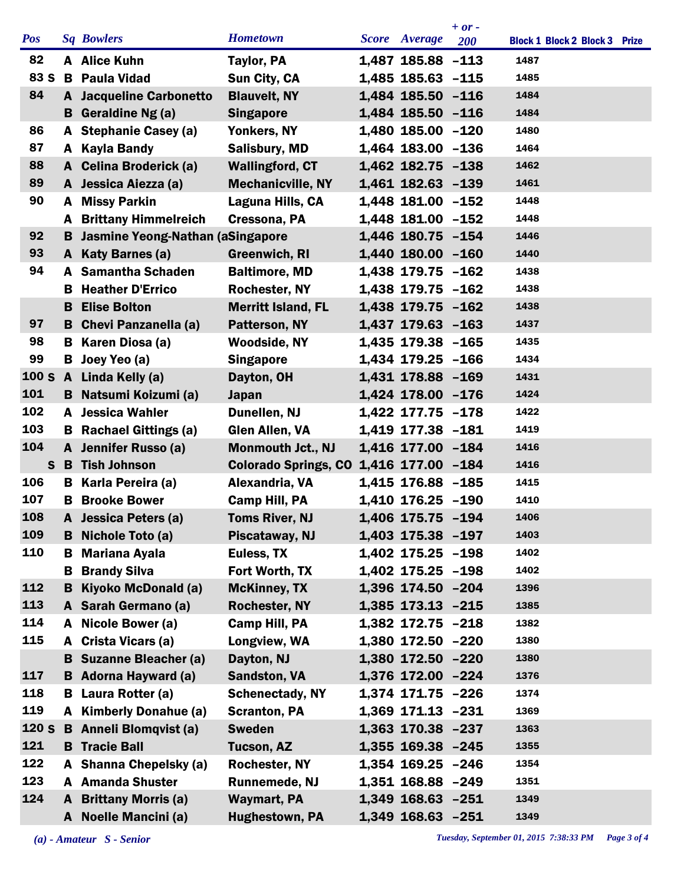| Pos | Sq | Bowlers | Hometown | Score | Average | + or - 200 | Block 1 | Block 2 | Block 3 | Prize |
|---|---|---|---|---|---|---|---|---|---|---|
| 82 | A | Alice Kuhn | Taylor, PA | 1,487 | 185.88 | -113 | 1487 | | | |
| 83 S | B | Paula Vidad | Sun City, CA | 1,485 | 185.63 | -115 | 1485 | | | |
| 84 | A | Jacqueline Carbonetto | Blauvelt, NY | 1,484 | 185.50 | -116 | 1484 | | | |
| | B | Geraldine Ng (a) | Singapore | 1,484 | 185.50 | -116 | 1484 | | | |
| 86 | A | Stephanie Casey (a) | Yonkers, NY | 1,480 | 185.00 | -120 | 1480 | | | |
| 87 | A | Kayla Bandy | Salisbury, MD | 1,464 | 183.00 | -136 | 1464 | | | |
| 88 | A | Celina Broderick (a) | Wallingford, CT | 1,462 | 182.75 | -138 | 1462 | | | |
| 89 | A | Jessica Aiezza (a) | Mechanicville, NY | 1,461 | 182.63 | -139 | 1461 | | | |
| 90 | A | Missy Parkin | Laguna Hills, CA | 1,448 | 181.00 | -152 | 1448 | | | |
| | A | Brittany Himmelreich | Cressona, PA | 1,448 | 181.00 | -152 | 1448 | | | |
| 92 | B | Jasmine Yeong-Nathan (a | Singapore | 1,446 | 180.75 | -154 | 1446 | | | |
| 93 | A | Katy Barnes (a) | Greenwich, RI | 1,440 | 180.00 | -160 | 1440 | | | |
| 94 | A | Samantha Schaden | Baltimore, MD | 1,438 | 179.75 | -162 | 1438 | | | |
| | B | Heather D'Errico | Rochester, NY | 1,438 | 179.75 | -162 | 1438 | | | |
| | B | Elise Bolton | Merritt Island, FL | 1,438 | 179.75 | -162 | 1438 | | | |
| 97 | B | Chevi Panzanella (a) | Patterson, NY | 1,437 | 179.63 | -163 | 1437 | | | |
| 98 | B | Karen Diosa (a) | Woodside, NY | 1,435 | 179.38 | -165 | 1435 | | | |
| 99 | B | Joey Yeo (a) | Singapore | 1,434 | 179.25 | -166 | 1434 | | | |
| 100 S | A | Linda Kelly (a) | Dayton, OH | 1,431 | 178.88 | -169 | 1431 | | | |
| 101 | B | Natsumi Koizumi (a) | Japan | 1,424 | 178.00 | -176 | 1424 | | | |
| 102 | A | Jessica Wahler | Dunellen, NJ | 1,422 | 177.75 | -178 | 1422 | | | |
| 103 | B | Rachael Gittings (a) | Glen Allen, VA | 1,419 | 177.38 | -181 | 1419 | | | |
| 104 | A | Jennifer Russo (a) | Monmouth Jct., NJ | 1,416 | 177.00 | -184 | 1416 | | | |
| S | B | Tish Johnson | Colorado Springs, CO | 1,416 | 177.00 | -184 | 1416 | | | |
| 106 | B | Karla Pereira (a) | Alexandria, VA | 1,415 | 176.88 | -185 | 1415 | | | |
| 107 | B | Brooke Bower | Camp Hill, PA | 1,410 | 176.25 | -190 | 1410 | | | |
| 108 | A | Jessica Peters (a) | Toms River, NJ | 1,406 | 175.75 | -194 | 1406 | | | |
| 109 | B | Nichole Toto (a) | Piscataway, NJ | 1,403 | 175.38 | -197 | 1403 | | | |
| 110 | B | Mariana Ayala | Euless, TX | 1,402 | 175.25 | -198 | 1402 | | | |
| | B | Brandy Silva | Fort Worth, TX | 1,402 | 175.25 | -198 | 1402 | | | |
| 112 | B | Kiyoko McDonald (a) | McKinney, TX | 1,396 | 174.50 | -204 | 1396 | | | |
| 113 | A | Sarah Germano (a) | Rochester, NY | 1,385 | 173.13 | -215 | 1385 | | | |
| 114 | A | Nicole Bower (a) | Camp Hill, PA | 1,382 | 172.75 | -218 | 1382 | | | |
| 115 | A | Crista Vicars (a) | Longview, WA | 1,380 | 172.50 | -220 | 1380 | | | |
| | B | Suzanne Bleacher (a) | Dayton, NJ | 1,380 | 172.50 | -220 | 1380 | | | |
| 117 | B | Adorna Hayward (a) | Sandston, VA | 1,376 | 172.00 | -224 | 1376 | | | |
| 118 | B | Laura Rotter (a) | Schenectady, NY | 1,374 | 171.75 | -226 | 1374 | | | |
| 119 | A | Kimberly Donahue (a) | Scranton, PA | 1,369 | 171.13 | -231 | 1369 | | | |
| 120 S | B | Anneli Blomqvist (a) | Sweden | 1,363 | 170.38 | -237 | 1363 | | | |
| 121 | B | Tracie Ball | Tucson, AZ | 1,355 | 169.38 | -245 | 1355 | | | |
| 122 | A | Shanna Chepelsky (a) | Rochester, NY | 1,354 | 169.25 | -246 | 1354 | | | |
| 123 | A | Amanda Shuster | Runnemede, NJ | 1,351 | 168.88 | -249 | 1351 | | | |
| 124 | A | Brittany Morris (a) | Waymart, PA | 1,349 | 168.63 | -251 | 1349 | | | |
| | A | Noelle Mancini (a) | Hughestown, PA | 1,349 | 168.63 | -251 | 1349 | | | |

*(a) - Amateur S - Senior*

*Tuesday, September 01, 2015 7:38:33 PM*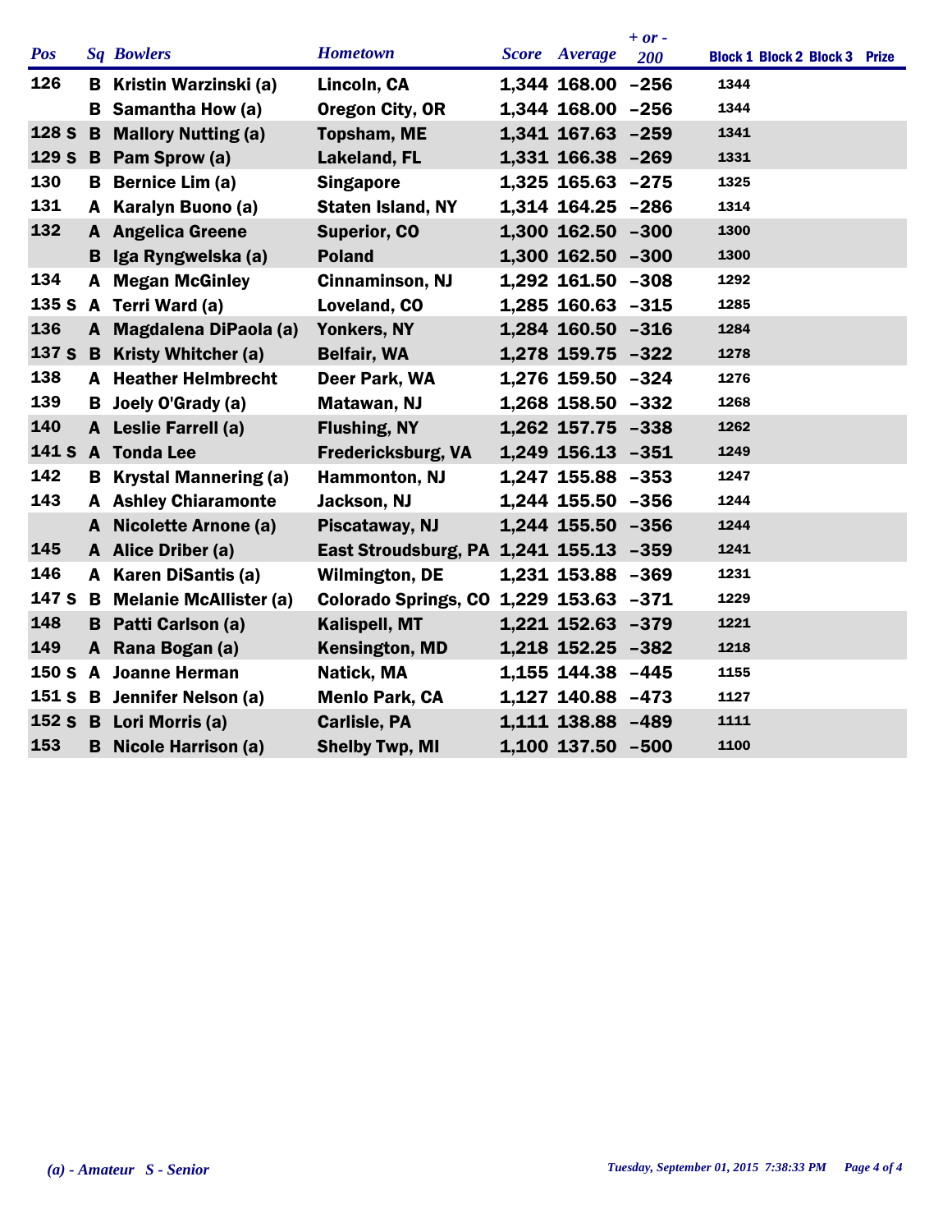| Pos | Sq | Bowlers | Hometown | Score | Average | + or - 200 | Block 1 | Block 2 | Block 3 | Prize |
|---|---|---|---|---|---|---|---|---|---|---|
| 126 | B | Kristin Warzinski (a) | Lincoln, CA | 1,344 | 168.00 | -256 | 1344 | | | |
| | B | Samantha How (a) | Oregon City, OR | 1,344 | 168.00 | -256 | 1344 | | | |
| 128 S | B | Mallory Nutting (a) | Topsham, ME | 1,341 | 167.63 | -259 | 1341 | | | |
| 129 S | B | Pam Sprow (a) | Lakeland, FL | 1,331 | 166.38 | -269 | 1331 | | | |
| 130 | B | Bernice Lim (a) | Singapore | 1,325 | 165.63 | -275 | 1325 | | | |
| 131 | A | Karalyn Buono (a) | Staten Island, NY | 1,314 | 164.25 | -286 | 1314 | | | |
| 132 | A | Angelica Greene | Superior, CO | 1,300 | 162.50 | -300 | 1300 | | | |
| | B | Iga Ryngwelska (a) | Poland | 1,300 | 162.50 | -300 | 1300 | | | |
| 134 | A | Megan McGinley | Cinnaminson, NJ | 1,292 | 161.50 | -308 | 1292 | | | |
| 135 S | A | Terri Ward (a) | Loveland, CO | 1,285 | 160.63 | -315 | 1285 | | | |
| 136 | A | Magdalena DiPaola (a) | Yonkers, NY | 1,284 | 160.50 | -316 | 1284 | | | |
| 137 S | B | Kristy Whitcher (a) | Belfair, WA | 1,278 | 159.75 | -322 | 1278 | | | |
| 138 | A | Heather Helmbrecht | Deer Park, WA | 1,276 | 159.50 | -324 | 1276 | | | |
| 139 | B | Joely O'Grady (a) | Matawan, NJ | 1,268 | 158.50 | -332 | 1268 | | | |
| 140 | A | Leslie Farrell (a) | Flushing, NY | 1,262 | 157.75 | -338 | 1262 | | | |
| 141 S | A | Tonda Lee | Fredericksburg, VA | 1,249 | 156.13 | -351 | 1249 | | | |
| 142 | B | Krystal Mannering (a) | Hammonton, NJ | 1,247 | 155.88 | -353 | 1247 | | | |
| 143 | A | Ashley Chiaramonte | Jackson, NJ | 1,244 | 155.50 | -356 | 1244 | | | |
| | A | Nicolette Arnone (a) | Piscataway, NJ | 1,244 | 155.50 | -356 | 1244 | | | |
| 145 | A | Alice Driber (a) | East Stroudsburg, PA | 1,241 | 155.13 | -359 | 1241 | | | |
| 146 | A | Karen DiSantis (a) | Wilmington, DE | 1,231 | 153.88 | -369 | 1231 | | | |
| 147 S | B | Melanie McAllister (a) | Colorado Springs, CO | 1,229 | 153.63 | -371 | 1229 | | | |
| 148 | B | Patti Carlson (a) | Kalispell, MT | 1,221 | 152.63 | -379 | 1221 | | | |
| 149 | A | Rana Bogan (a) | Kensington, MD | 1,218 | 152.25 | -382 | 1218 | | | |
| 150 S | A | Joanne Herman | Natick, MA | 1,155 | 144.38 | -445 | 1155 | | | |
| 151 S | B | Jennifer Nelson (a) | Menlo Park, CA | 1,127 | 140.88 | -473 | 1127 | | | |
| 152 S | B | Lori Morris (a) | Carlisle, PA | 1,111 | 138.88 | -489 | 1111 | | | |
| 153 | B | Nicole Harrison (a) | Shelby Twp, MI | 1,100 | 137.50 | -500 | 1100 | | | |

*(a) - Amateur S - Senior*

*Tuesday, September 01, 2015 7:38:33 PM*